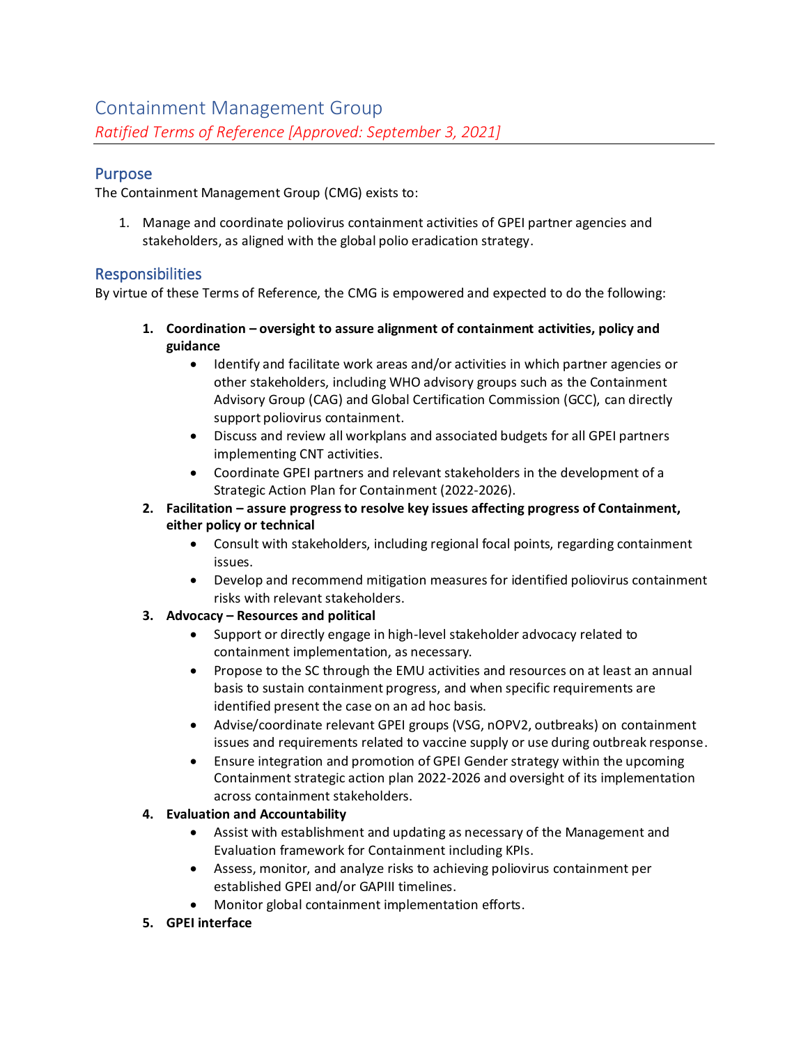# Containment Management Group

*Ratified Terms of Reference [Approved: September 3, 2021]*

## Purpose

The Containment Management Group (CMG) exists to:

1. Manage and coordinate poliovirus containment activities of GPEI partner agencies and stakeholders, as aligned with the global polio eradication strategy.

## Responsibilities

By virtue of these Terms of Reference, the CMG is empowered and expected to do the following:

1. **Coordination – oversight to assure alignment of containment activities, policy and guidance**
    - Identify and facilitate work areas and/or activities in which partner agencies or other stakeholders, including WHO advisory groups such as the Containment Advisory Group (CAG) and Global Certification Commission (GCC), can directly support poliovirus containment.
    - Discuss and review all workplans and associated budgets for all GPEI partners implementing CNT activities.
    - Coordinate GPEI partners and relevant stakeholders in the development of a Strategic Action Plan for Containment (2022-2026).
2. **Facilitation – assure progress to resolve key issues affecting progress of Containment, either policy or technical**
    - Consult with stakeholders, including regional focal points, regarding containment issues.
    - Develop and recommend mitigation measures for identified poliovirus containment risks with relevant stakeholders.
3. **Advocacy – Resources and political**
    - Support or directly engage in high-level stakeholder advocacy related to containment implementation, as necessary.
    - Propose to the SC through the EMU activities and resources on at least an annual basis to sustain containment progress, and when specific requirements are identified present the case on an ad hoc basis.
    - Advise/coordinate relevant GPEI groups (VSG, nOPV2, outbreaks) on containment issues and requirements related to vaccine supply or use during outbreak response.
    - Ensure integration and promotion of GPEI Gender strategy within the upcoming Containment strategic action plan 2022-2026 and oversight of its implementation across containment stakeholders.
4. **Evaluation and Accountability**
    - Assist with establishment and updating as necessary of the Management and Evaluation framework for Containment including KPIs.
    - Assess, monitor, and analyze risks to achieving poliovirus containment per established GPEI and/or GAPIII timelines.
    - Monitor global containment implementation efforts.
5. **GPEI interface**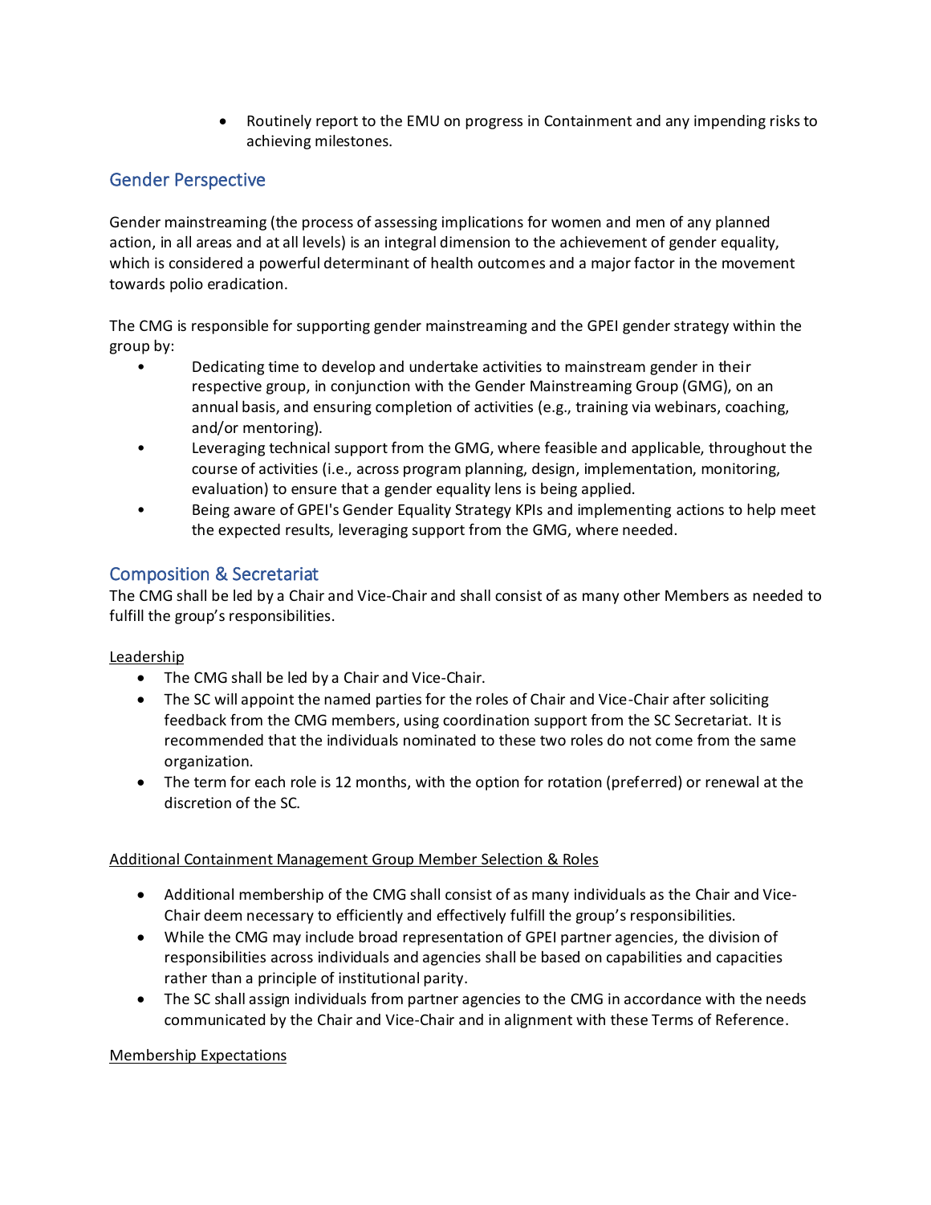- Routinely report to the EMU on progress in Containment and any impending risks to achieving milestones.

## Gender Perspective

Gender mainstreaming (the process of assessing implications for women and men of any planned action, in all areas and at all levels) is an integral dimension to the achievement of gender equality, which is considered a powerful determinant of health outcomes and a major factor in the movement towards polio eradication.

The CMG is responsible for supporting gender mainstreaming and the GPEI gender strategy within the group by:

- Dedicating time to develop and undertake activities to mainstream gender in their respective group, in conjunction with the Gender Mainstreaming Group (GMG), on an annual basis, and ensuring completion of activities (e.g., training via webinars, coaching, and/or mentoring).
- Leveraging technical support from the GMG, where feasible and applicable, throughout the course of activities (i.e., across program planning, design, implementation, monitoring, evaluation) to ensure that a gender equality lens is being applied.
- Being aware of GPEI's Gender Equality Strategy KPIs and implementing actions to help meet the expected results, leveraging support from the GMG, where needed.

## Composition & Secretariat

The CMG shall be led by a Chair and Vice-Chair and shall consist of as many other Members as needed to fulfill the group's responsibilities.

<u>Leadership</u>

- The CMG shall be led by a Chair and Vice-Chair.
- The SC will appoint the named parties for the roles of Chair and Vice-Chair after soliciting feedback from the CMG members, using coordination support from the SC Secretariat. It is recommended that the individuals nominated to these two roles do not come from the same organization.
- The term for each role is 12 months, with the option for rotation (preferred) or renewal at the discretion of the SC.

<u>Additional Containment Management Group Member Selection & Roles</u>

- Additional membership of the CMG shall consist of as many individuals as the Chair and Vice-Chair deem necessary to efficiently and effectively fulfill the group's responsibilities.
- While the CMG may include broad representation of GPEI partner agencies, the division of responsibilities across individuals and agencies shall be based on capabilities and capacities rather than a principle of institutional parity.
- The SC shall assign individuals from partner agencies to the CMG in accordance with the needs communicated by the Chair and Vice-Chair and in alignment with these Terms of Reference.

<u>Membership Expectations</u>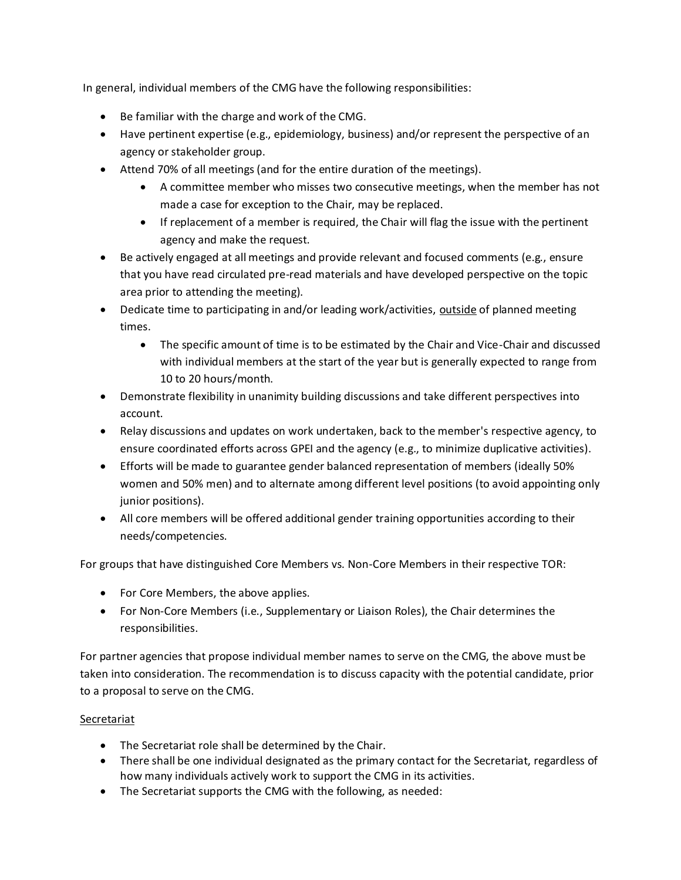In general, individual members of the CMG have the following responsibilities:

- Be familiar with the charge and work of the CMG.
- Have pertinent expertise (e.g., epidemiology, business) and/or represent the perspective of an agency or stakeholder group.
- Attend 70% of all meetings (and for the entire duration of the meetings).
  - A committee member who misses two consecutive meetings, when the member has not made a case for exception to the Chair, may be replaced.
  - If replacement of a member is required, the Chair will flag the issue with the pertinent agency and make the request.
- Be actively engaged at all meetings and provide relevant and focused comments (e.g., ensure that you have read circulated pre-read materials and have developed perspective on the topic area prior to attending the meeting).
- Dedicate time to participating in and/or leading work/activities, <u>outside</u> of planned meeting times.
  - The specific amount of time is to be estimated by the Chair and Vice-Chair and discussed with individual members at the start of the year but is generally expected to range from 10 to 20 hours/month.
- Demonstrate flexibility in unanimity building discussions and take different perspectives into account.
- Relay discussions and updates on work undertaken, back to the member's respective agency, to ensure coordinated efforts across GPEI and the agency (e.g., to minimize duplicative activities).
- Efforts will be made to guarantee gender balanced representation of members (ideally 50% women and 50% men) and to alternate among different level positions (to avoid appointing only junior positions).
- All core members will be offered additional gender training opportunities according to their needs/competencies.

For groups that have distinguished Core Members vs. Non-Core Members in their respective TOR:

- For Core Members, the above applies.
- For Non-Core Members (i.e., Supplementary or Liaison Roles), the Chair determines the responsibilities.

For partner agencies that propose individual member names to serve on the CMG, the above must be taken into consideration. The recommendation is to discuss capacity with the potential candidate, prior to a proposal to serve on the CMG.

<u>Secretariat</u>

- The Secretariat role shall be determined by the Chair.
- There shall be one individual designated as the primary contact for the Secretariat, regardless of how many individuals actively work to support the CMG in its activities.
- The Secretariat supports the CMG with the following, as needed: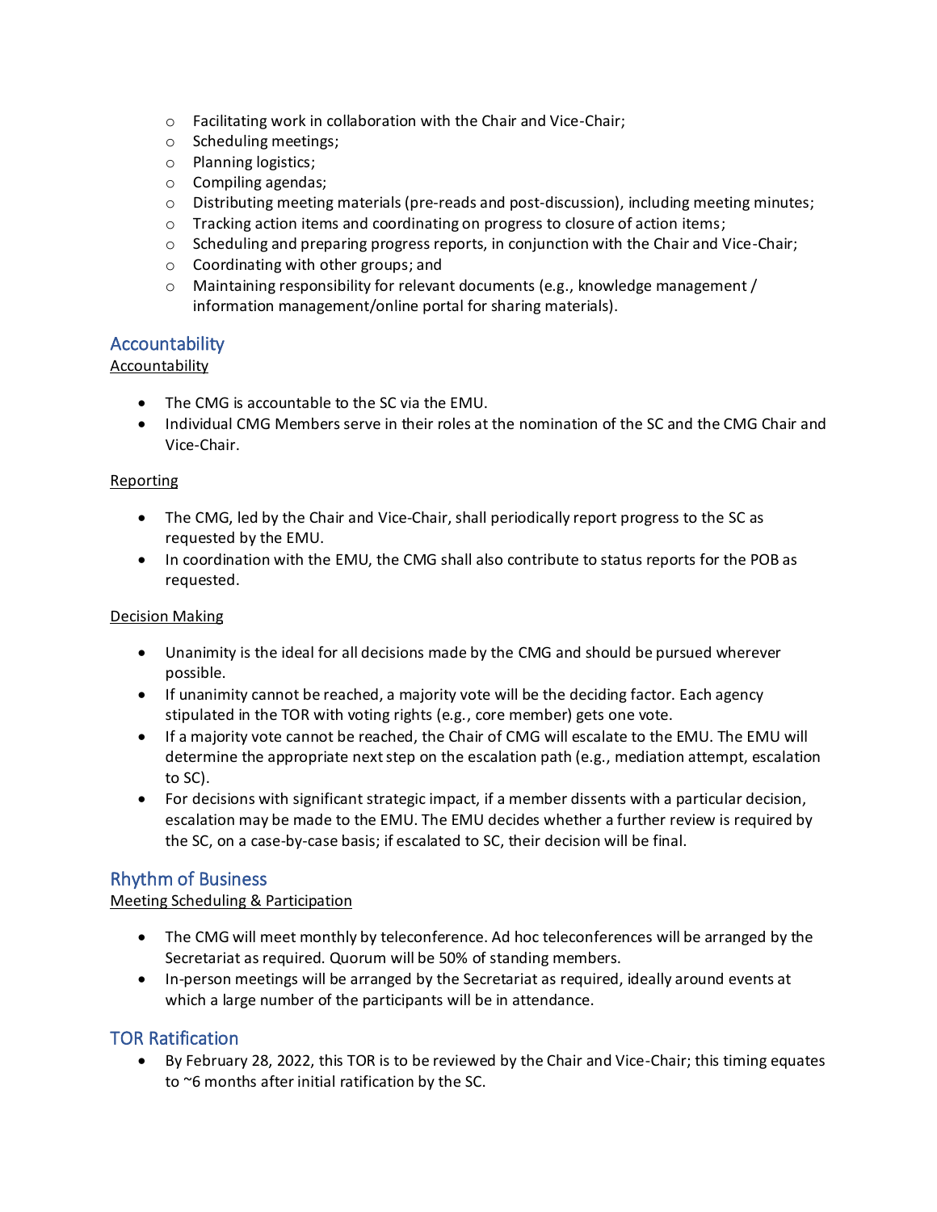- Facilitating work in collaboration with the Chair and Vice-Chair;
  - Scheduling meetings;
  - Planning logistics;
  - Compiling agendas;
  - Distributing meeting materials (pre-reads and post-discussion), including meeting minutes;
  - Tracking action items and coordinating on progress to closure of action items;
  - Scheduling and preparing progress reports, in conjunction with the Chair and Vice-Chair;
  - Coordinating with other groups; and
  - Maintaining responsibility for relevant documents (e.g., knowledge management / information management/online portal for sharing materials).

## Accountability

### Accountability

- The CMG is accountable to the SC via the EMU.
- Individual CMG Members serve in their roles at the nomination of the SC and the CMG Chair and Vice-Chair.

### Reporting

- The CMG, led by the Chair and Vice-Chair, shall periodically report progress to the SC as requested by the EMU.
- In coordination with the EMU, the CMG shall also contribute to status reports for the POB as requested.

### Decision Making

- Unanimity is the ideal for all decisions made by the CMG and should be pursued wherever possible.
- If unanimity cannot be reached, a majority vote will be the deciding factor. Each agency stipulated in the TOR with voting rights (e.g., core member) gets one vote.
- If a majority vote cannot be reached, the Chair of CMG will escalate to the EMU. The EMU will determine the appropriate next step on the escalation path (e.g., mediation attempt, escalation to SC).
- For decisions with significant strategic impact, if a member dissents with a particular decision, escalation may be made to the EMU. The EMU decides whether a further review is required by the SC, on a case-by-case basis; if escalated to SC, their decision will be final.

## Rhythm of Business

### Meeting Scheduling & Participation

- The CMG will meet monthly by teleconference. Ad hoc teleconferences will be arranged by the Secretariat as required. Quorum will be 50% of standing members.
- In-person meetings will be arranged by the Secretariat as required, ideally around events at which a large number of the participants will be in attendance.

## TOR Ratification

- By February 28, 2022, this TOR is to be reviewed by the Chair and Vice-Chair; this timing equates to ~6 months after initial ratification by the SC.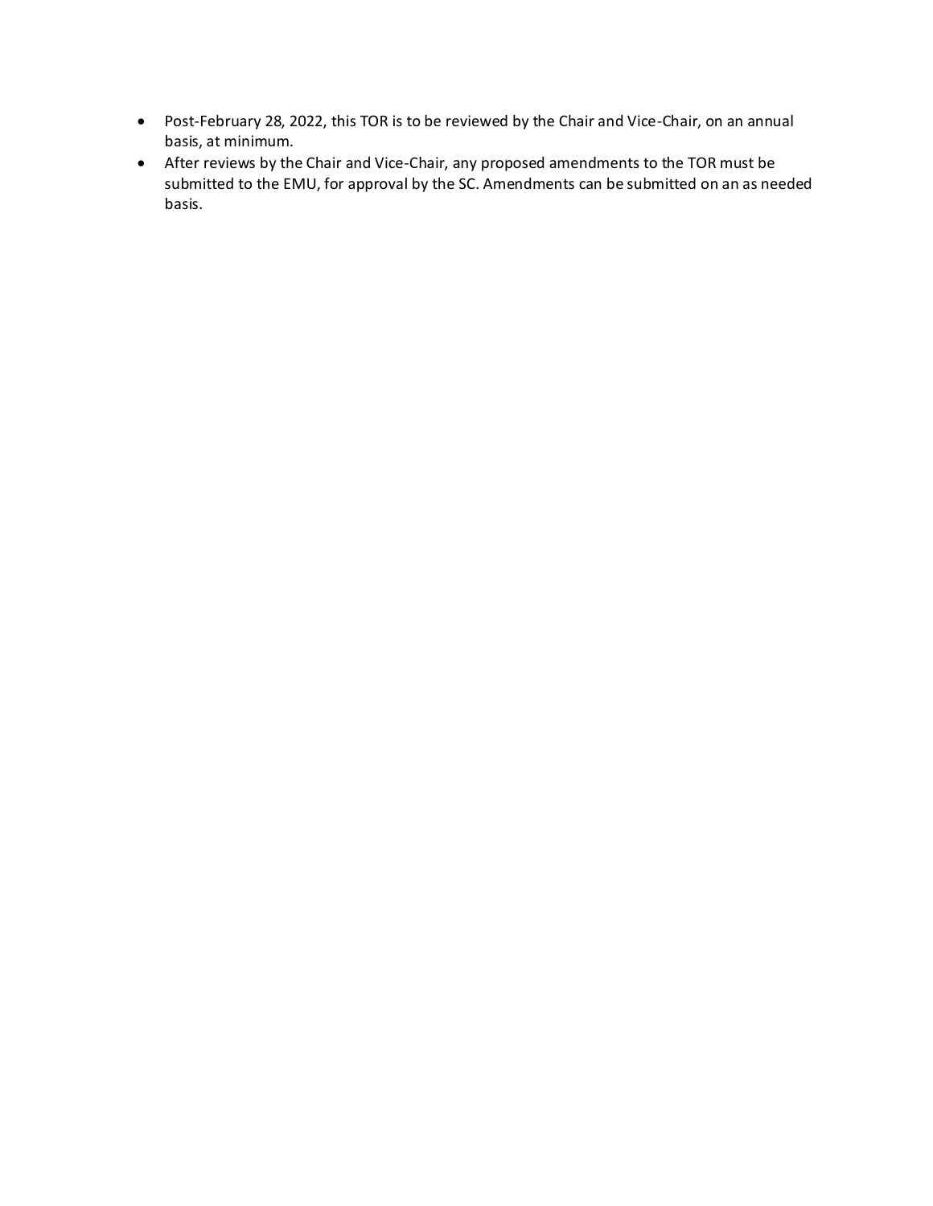- Post-February 28, 2022, this TOR is to be reviewed by the Chair and Vice-Chair, on an annual basis, at minimum.
- After reviews by the Chair and Vice-Chair, any proposed amendments to the TOR must be submitted to the EMU, for approval by the SC. Amendments can be submitted on an as needed basis.